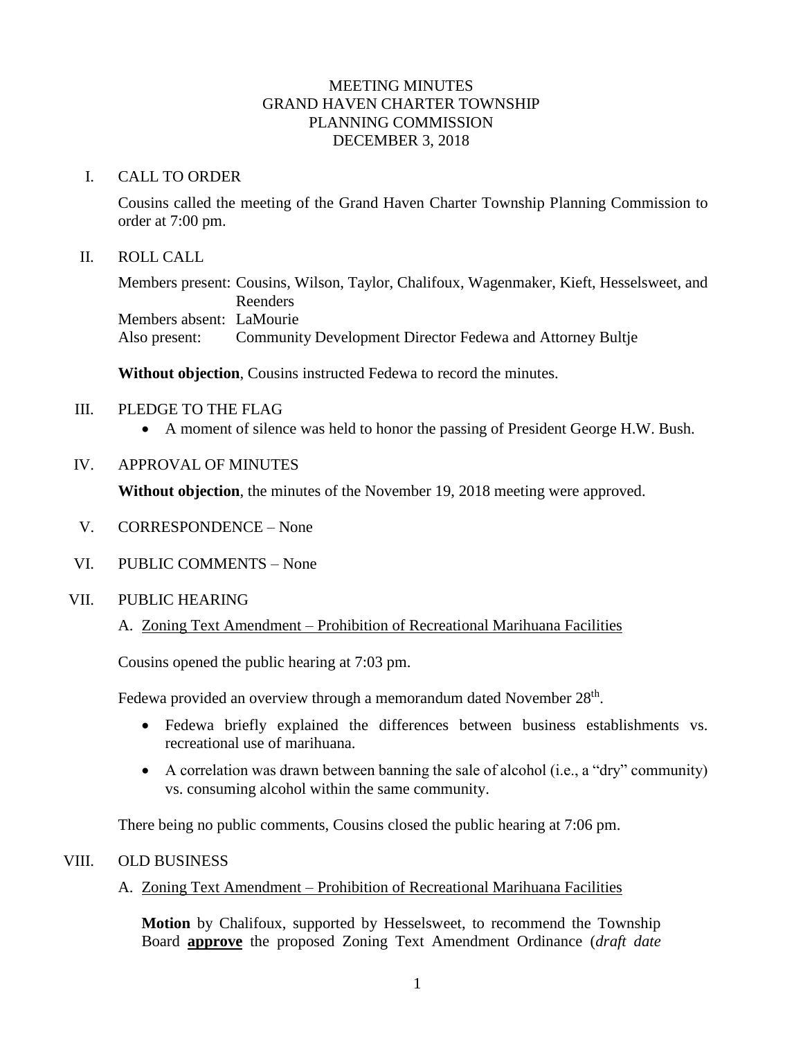# MEETING MINUTES
# GRAND HAVEN CHARTER TOWNSHIP
# PLANNING COMMISSION
# DECEMBER 3, 2018

## I. CALL TO ORDER

Cousins called the meeting of the Grand Haven Charter Township Planning Commission to order at 7:00 pm.

## II. ROLL CALL

Members present: Cousins, Wilson, Taylor, Chalifoux, Wagenmaker, Kieft, Hesselsweet, and Reenders
Members absent: LaMourie
Also present: Community Development Director Fedewa and Attorney Bultje

**Without objection**, Cousins instructed Fedewa to record the minutes.

## III. PLEDGE TO THE FLAG

- A moment of silence was held to honor the passing of President George H.W. Bush.

## IV. APPROVAL OF MINUTES

**Without objection**, the minutes of the November 19, 2018 meeting were approved.

## V. CORRESPONDENCE – None

## VI. PUBLIC COMMENTS – None

## VII. PUBLIC HEARING

A. Zoning Text Amendment – Prohibition of Recreational Marihuana Facilities

Cousins opened the public hearing at 7:03 pm.

Fedewa provided an overview through a memorandum dated November 28th.

- Fedewa briefly explained the differences between business establishments vs. recreational use of marihuana.
- A correlation was drawn between banning the sale of alcohol (i.e., a "dry" community) vs. consuming alcohol within the same community.

There being no public comments, Cousins closed the public hearing at 7:06 pm.

## VIII. OLD BUSINESS

A. Zoning Text Amendment – Prohibition of Recreational Marihuana Facilities

**Motion** by Chalifoux, supported by Hesselsweet, to recommend the Township Board **approve** the proposed Zoning Text Amendment Ordinance (*draft date*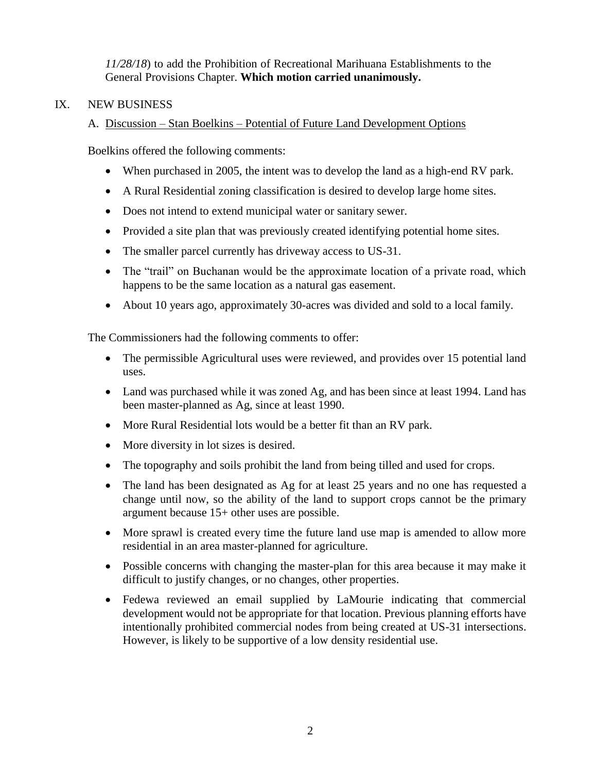*11/28/18*) to add the Prohibition of Recreational Marihuana Establishments to the General Provisions Chapter. **Which motion carried unanimously.**

IX. NEW BUSINESS

A. <u>Discussion – Stan Boelkins – Potential of Future Land Development Options</u>

Boelkins offered the following comments:

- When purchased in 2005, the intent was to develop the land as a high-end RV park.
- A Rural Residential zoning classification is desired to develop large home sites.
- Does not intend to extend municipal water or sanitary sewer.
- Provided a site plan that was previously created identifying potential home sites.
- The smaller parcel currently has driveway access to US-31.
- The "trail" on Buchanan would be the approximate location of a private road, which happens to be the same location as a natural gas easement.
- About 10 years ago, approximately 30-acres was divided and sold to a local family.

The Commissioners had the following comments to offer:

- The permissible Agricultural uses were reviewed, and provides over 15 potential land uses.
- Land was purchased while it was zoned Ag, and has been since at least 1994. Land has been master-planned as Ag, since at least 1990.
- More Rural Residential lots would be a better fit than an RV park.
- More diversity in lot sizes is desired.
- The topography and soils prohibit the land from being tilled and used for crops.
- The land has been designated as Ag for at least 25 years and no one has requested a change until now, so the ability of the land to support crops cannot be the primary argument because 15+ other uses are possible.
- More sprawl is created every time the future land use map is amended to allow more residential in an area master-planned for agriculture.
- Possible concerns with changing the master-plan for this area because it may make it difficult to justify changes, or no changes, other properties.
- Fedewa reviewed an email supplied by LaMourie indicating that commercial development would not be appropriate for that location. Previous planning efforts have intentionally prohibited commercial nodes from being created at US-31 intersections. However, is likely to be supportive of a low density residential use.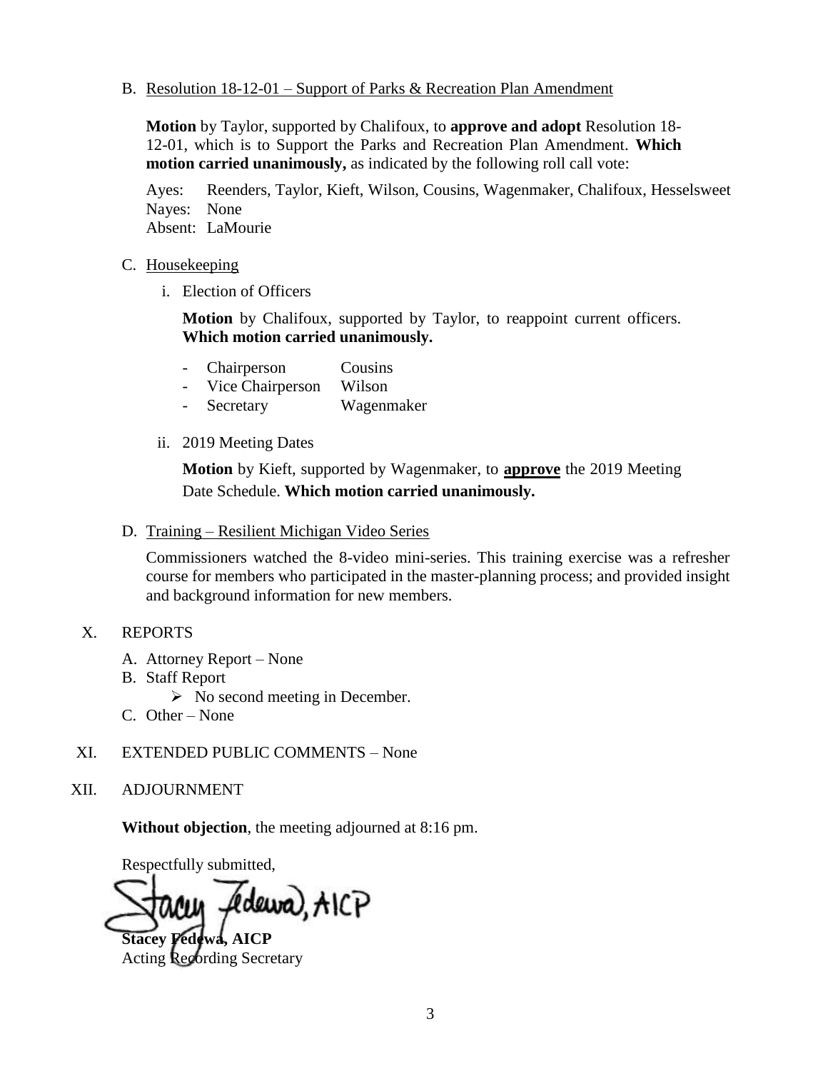B. <u>Resolution 18-12-01 – Support of Parks & Recreation Plan Amendment</u>

**Motion** by Taylor, supported by Chalifoux, to **approve and adopt** Resolution 18-12-01, which is to Support the Parks and Recreation Plan Amendment. **Which motion carried unanimously,** as indicated by the following roll call vote:

Ayes: Reenders, Taylor, Kieft, Wilson, Cousins, Wagenmaker, Chalifoux, Hesselsweet
Nayes: None
Absent: LaMourie

C. <u>Housekeeping</u>

i. Election of Officers

**Motion** by Chalifoux, supported by Taylor, to reappoint current officers. **Which motion carried unanimously.**

- Chairperson Cousins
- Vice Chairperson Wilson
- Secretary Wagenmaker

ii. 2019 Meeting Dates

**Motion** by Kieft, supported by Wagenmaker, to **<u>approve</u>** the 2019 Meeting Date Schedule. **Which motion carried unanimously.**

D. <u>Training – Resilient Michigan Video Series</u>

Commissioners watched the 8-video mini-series. This training exercise was a refresher course for members who participated in the master-planning process; and provided insight and background information for new members.

X. REPORTS

A. Attorney Report – None
B. Staff Report
   - No second meeting in December.
C. Other – None

XI. EXTENDED PUBLIC COMMENTS – None

XII. ADJOURNMENT

**Without objection**, the meeting adjourned at 8:16 pm.

Respectfully submitted,

**Stacey Fedewa, AICP**
Acting Recording Secretary